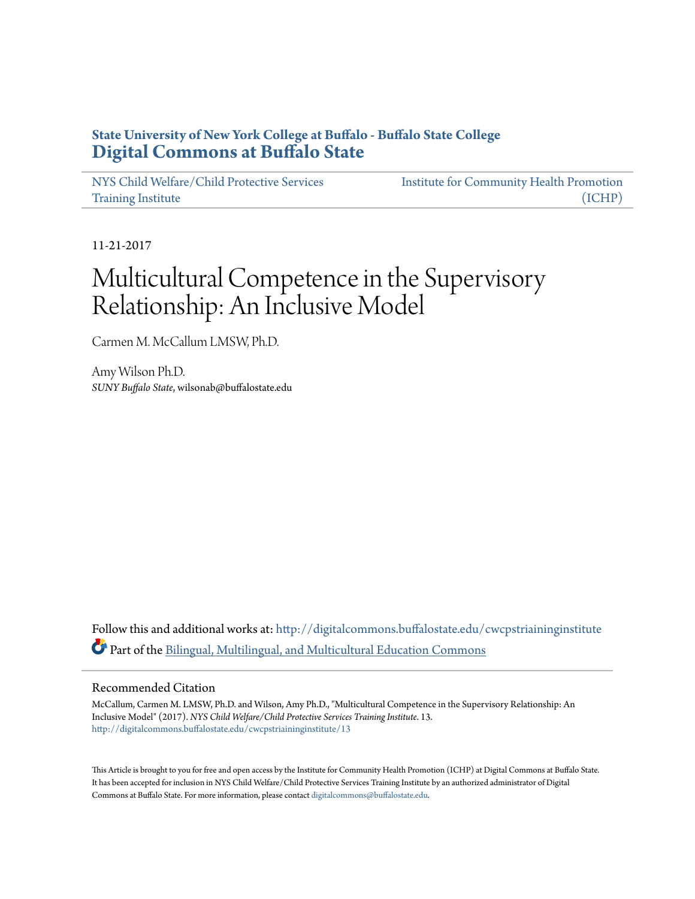State University of New York College at Buffalo - Buffalo State College
**Digital Commons at Buffalo State**

NYS Child Welfare/Child Protective Services Training Institute | Institute for Community Health Promotion (ICHP)

11-21-2017

# Multicultural Competence in the Supervisory Relationship: An Inclusive Model

Carmen M. McCallum LMSW, Ph.D.

Amy Wilson Ph.D.
*SUNY Buffalo State*, wilsonab@buffalostate.edu

Follow this and additional works at: http://digitalcommons.buffalostate.edu/cwcpstriaininginstitute

Part of the Bilingual, Multilingual, and Multicultural Education Commons

## Recommended Citation

McCallum, Carmen M. LMSW, Ph.D. and Wilson, Amy Ph.D., "Multicultural Competence in the Supervisory Relationship: An Inclusive Model" (2017). *NYS Child Welfare/Child Protective Services Training Institute*. 13.
http://digitalcommons.buffalostate.edu/cwcpstriaininginstitute/13

This Article is brought to you for free and open access by the Institute for Community Health Promotion (ICHP) at Digital Commons at Buffalo State. It has been accepted for inclusion in NYS Child Welfare/Child Protective Services Training Institute by an authorized administrator of Digital Commons at Buffalo State. For more information, please contact digitalcommons@buffalostate.edu.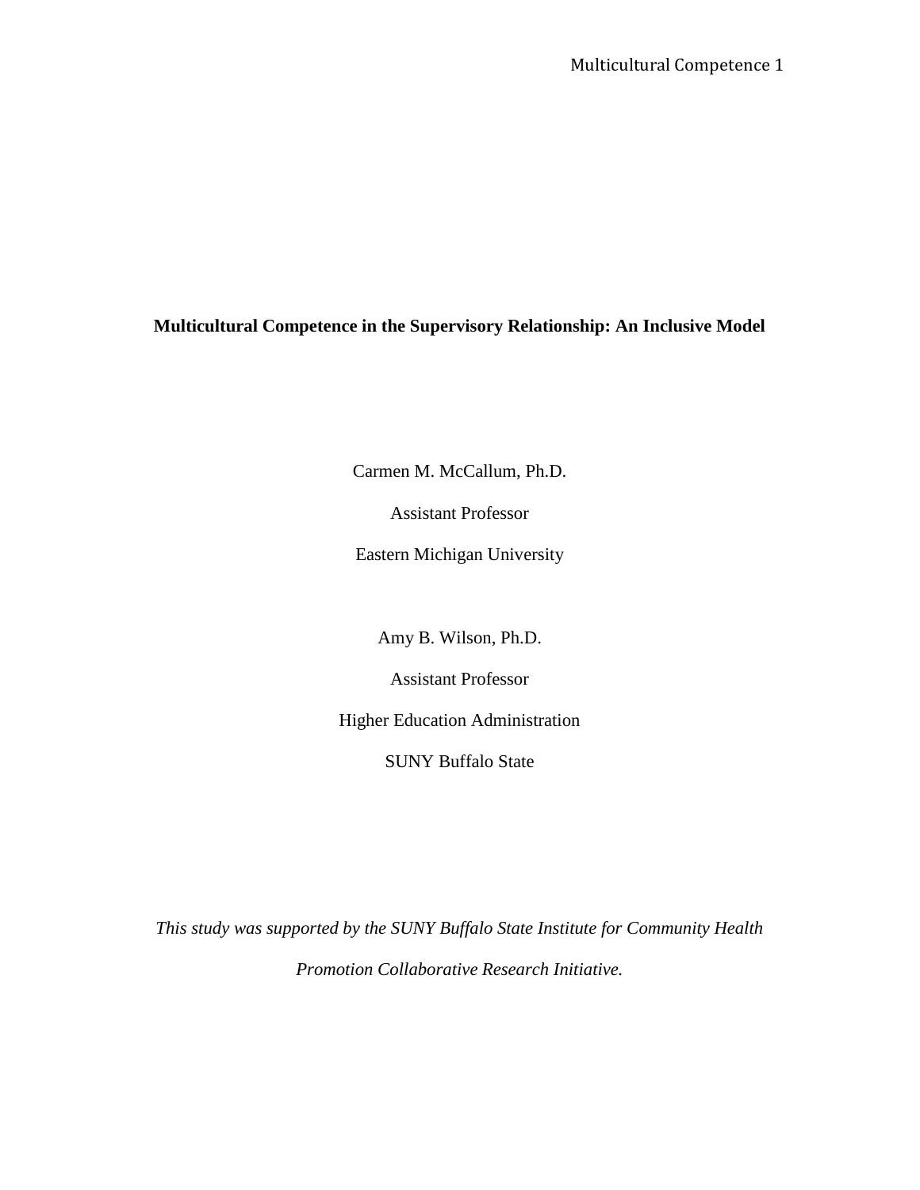**Multicultural Competence in the Supervisory Relationship: An Inclusive Model**

Carmen M. McCallum, Ph.D.

Assistant Professor

Eastern Michigan University

Amy B. Wilson, Ph.D.

Assistant Professor

Higher Education Administration

SUNY Buffalo State

*This study was supported by the SUNY Buffalo State Institute for Community Health Promotion Collaborative Research Initiative.*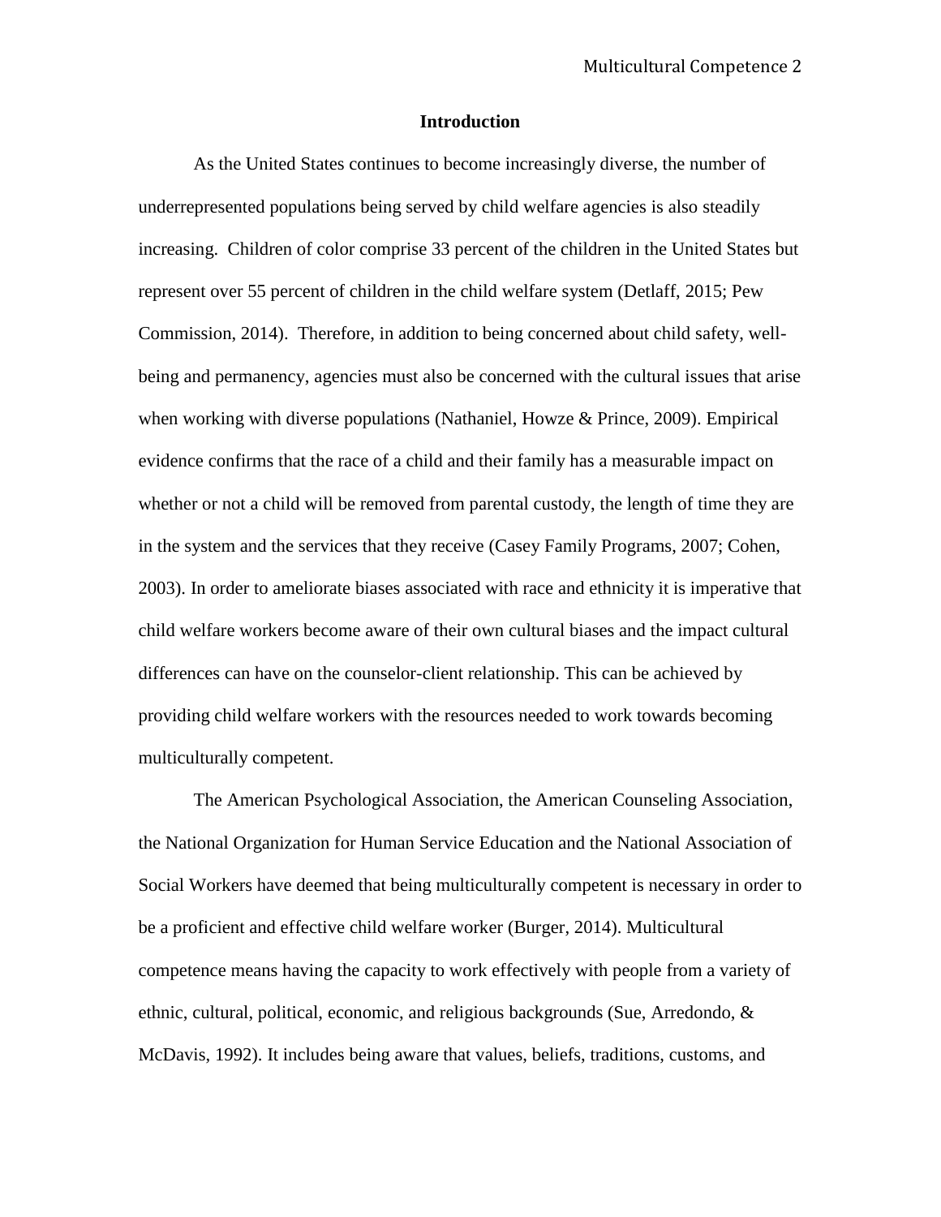# Introduction

As the United States continues to become increasingly diverse, the number of underrepresented populations being served by child welfare agencies is also steadily increasing. Children of color comprise 33 percent of the children in the United States but represent over 55 percent of children in the child welfare system (Detlaff, 2015; Pew Commission, 2014). Therefore, in addition to being concerned about child safety, well-being and permanency, agencies must also be concerned with the cultural issues that arise when working with diverse populations (Nathaniel, Howze & Prince, 2009). Empirical evidence confirms that the race of a child and their family has a measurable impact on whether or not a child will be removed from parental custody, the length of time they are in the system and the services that they receive (Casey Family Programs, 2007; Cohen, 2003). In order to ameliorate biases associated with race and ethnicity it is imperative that child welfare workers become aware of their own cultural biases and the impact cultural differences can have on the counselor-client relationship. This can be achieved by providing child welfare workers with the resources needed to work towards becoming multiculturally competent.

The American Psychological Association, the American Counseling Association, the National Organization for Human Service Education and the National Association of Social Workers have deemed that being multiculturally competent is necessary in order to be a proficient and effective child welfare worker (Burger, 2014). Multicultural competence means having the capacity to work effectively with people from a variety of ethnic, cultural, political, economic, and religious backgrounds (Sue, Arredondo, & McDavis, 1992). It includes being aware that values, beliefs, traditions, customs, and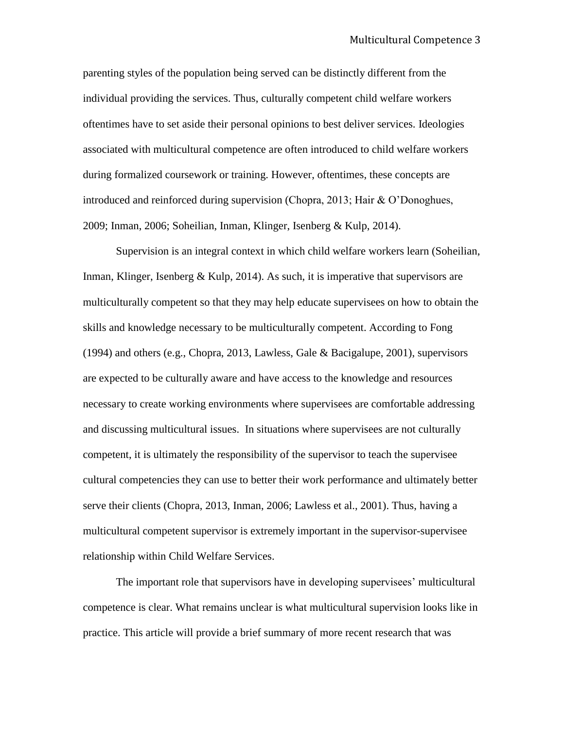parenting styles of the population being served can be distinctly different from the individual providing the services. Thus, culturally competent child welfare workers oftentimes have to set aside their personal opinions to best deliver services. Ideologies associated with multicultural competence are often introduced to child welfare workers during formalized coursework or training. However, oftentimes, these concepts are introduced and reinforced during supervision (Chopra, 2013; Hair & O'Donoghues, 2009; Inman, 2006; Soheilian, Inman, Klinger, Isenberg & Kulp, 2014).

Supervision is an integral context in which child welfare workers learn (Soheilian, Inman, Klinger, Isenberg & Kulp, 2014). As such, it is imperative that supervisors are multiculturally competent so that they may help educate supervisees on how to obtain the skills and knowledge necessary to be multiculturally competent. According to Fong (1994) and others (e.g., Chopra, 2013, Lawless, Gale & Bacigalupe, 2001), supervisors are expected to be culturally aware and have access to the knowledge and resources necessary to create working environments where supervisees are comfortable addressing and discussing multicultural issues. In situations where supervisees are not culturally competent, it is ultimately the responsibility of the supervisor to teach the supervisee cultural competencies they can use to better their work performance and ultimately better serve their clients (Chopra, 2013, Inman, 2006; Lawless et al., 2001). Thus, having a multicultural competent supervisor is extremely important in the supervisor-supervisee relationship within Child Welfare Services.

The important role that supervisors have in developing supervisees' multicultural competence is clear. What remains unclear is what multicultural supervision looks like in practice. This article will provide a brief summary of more recent research that was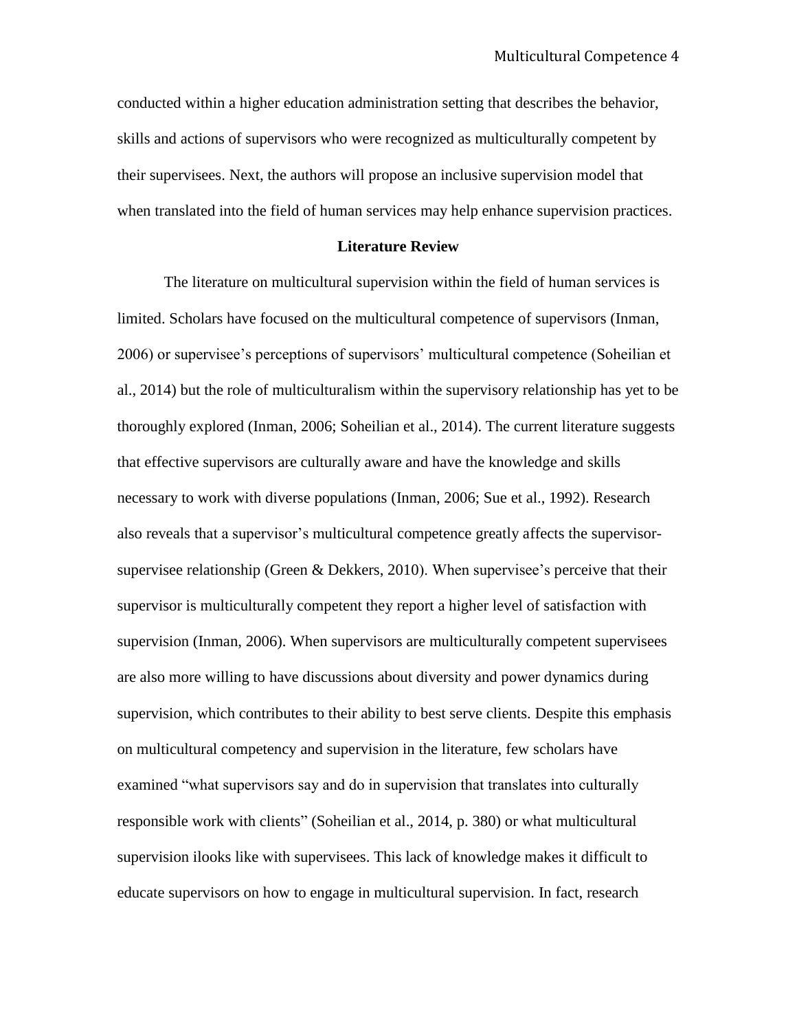conducted within a higher education administration setting that describes the behavior, skills and actions of supervisors who were recognized as multiculturally competent by their supervisees. Next, the authors will propose an inclusive supervision model that when translated into the field of human services may help enhance supervision practices.

## Literature Review

The literature on multicultural supervision within the field of human services is limited. Scholars have focused on the multicultural competence of supervisors (Inman, 2006) or supervisee's perceptions of supervisors' multicultural competence (Soheilian et al., 2014) but the role of multiculturalism within the supervisory relationship has yet to be thoroughly explored (Inman, 2006; Soheilian et al., 2014). The current literature suggests that effective supervisors are culturally aware and have the knowledge and skills necessary to work with diverse populations (Inman, 2006; Sue et al., 1992). Research also reveals that a supervisor's multicultural competence greatly affects the supervisor-supervisee relationship (Green & Dekkers, 2010). When supervisee's perceive that their supervisor is multiculturally competent they report a higher level of satisfaction with supervision (Inman, 2006). When supervisors are multiculturally competent supervisees are also more willing to have discussions about diversity and power dynamics during supervision, which contributes to their ability to best serve clients. Despite this emphasis on multicultural competency and supervision in the literature, few scholars have examined "what supervisors say and do in supervision that translates into culturally responsible work with clients" (Soheilian et al., 2014, p. 380) or what multicultural supervision ilooks like with supervisees. This lack of knowledge makes it difficult to educate supervisors on how to engage in multicultural supervision. In fact, research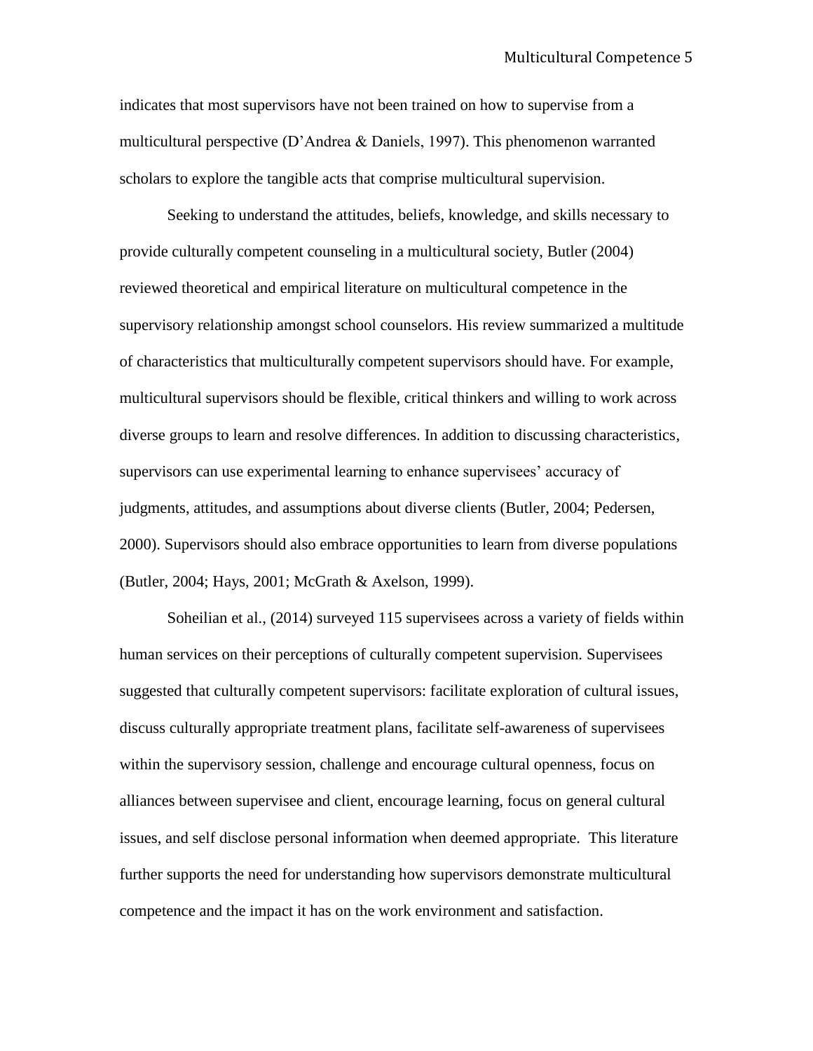indicates that most supervisors have not been trained on how to supervise from a multicultural perspective (D'Andrea & Daniels, 1997). This phenomenon warranted scholars to explore the tangible acts that comprise multicultural supervision.

Seeking to understand the attitudes, beliefs, knowledge, and skills necessary to provide culturally competent counseling in a multicultural society, Butler (2004) reviewed theoretical and empirical literature on multicultural competence in the supervisory relationship amongst school counselors. His review summarized a multitude of characteristics that multiculturally competent supervisors should have. For example, multicultural supervisors should be flexible, critical thinkers and willing to work across diverse groups to learn and resolve differences. In addition to discussing characteristics, supervisors can use experimental learning to enhance supervisees' accuracy of judgments, attitudes, and assumptions about diverse clients (Butler, 2004; Pedersen, 2000). Supervisors should also embrace opportunities to learn from diverse populations (Butler, 2004; Hays, 2001; McGrath & Axelson, 1999).

Soheilian et al., (2014) surveyed 115 supervisees across a variety of fields within human services on their perceptions of culturally competent supervision. Supervisees suggested that culturally competent supervisors: facilitate exploration of cultural issues, discuss culturally appropriate treatment plans, facilitate self-awareness of supervisees within the supervisory session, challenge and encourage cultural openness, focus on alliances between supervisee and client, encourage learning, focus on general cultural issues, and self disclose personal information when deemed appropriate. This literature further supports the need for understanding how supervisors demonstrate multicultural competence and the impact it has on the work environment and satisfaction.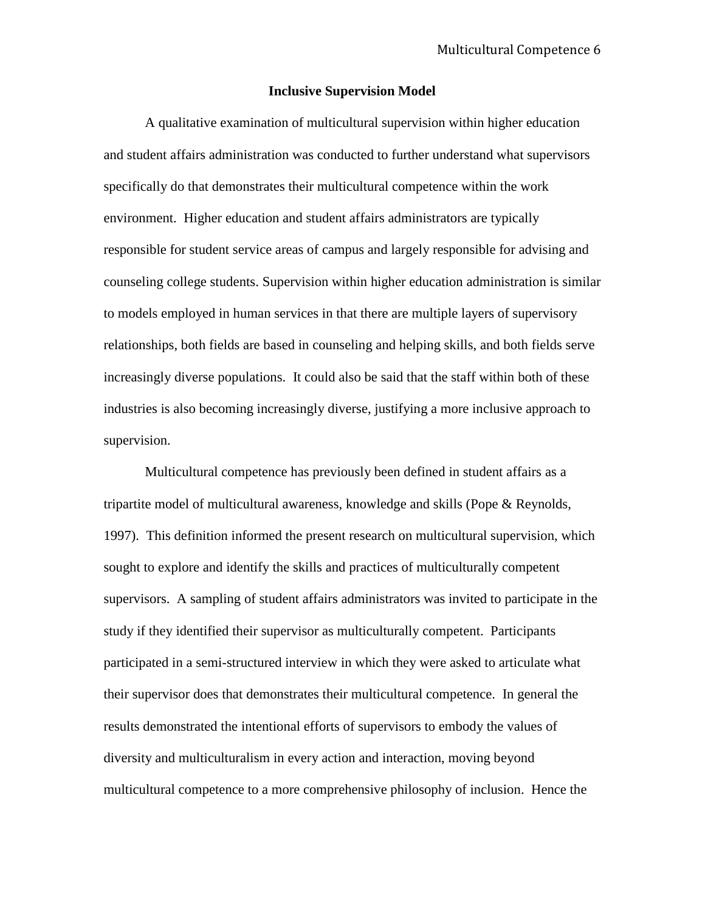## Inclusive Supervision Model

A qualitative examination of multicultural supervision within higher education and student affairs administration was conducted to further understand what supervisors specifically do that demonstrates their multicultural competence within the work environment. Higher education and student affairs administrators are typically responsible for student service areas of campus and largely responsible for advising and counseling college students. Supervision within higher education administration is similar to models employed in human services in that there are multiple layers of supervisory relationships, both fields are based in counseling and helping skills, and both fields serve increasingly diverse populations. It could also be said that the staff within both of these industries is also becoming increasingly diverse, justifying a more inclusive approach to supervision.

Multicultural competence has previously been defined in student affairs as a tripartite model of multicultural awareness, knowledge and skills (Pope & Reynolds, 1997). This definition informed the present research on multicultural supervision, which sought to explore and identify the skills and practices of multiculturally competent supervisors. A sampling of student affairs administrators was invited to participate in the study if they identified their supervisor as multiculturally competent. Participants participated in a semi-structured interview in which they were asked to articulate what their supervisor does that demonstrates their multicultural competence. In general the results demonstrated the intentional efforts of supervisors to embody the values of diversity and multiculturalism in every action and interaction, moving beyond multicultural competence to a more comprehensive philosophy of inclusion. Hence the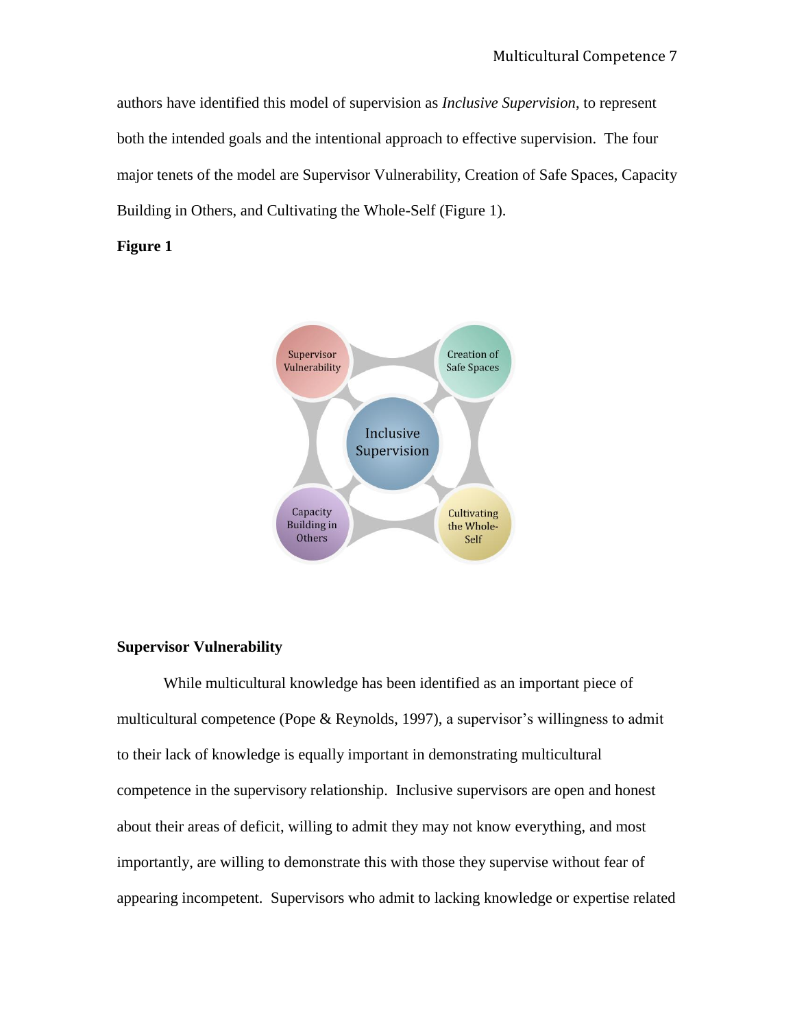authors have identified this model of supervision as *Inclusive Supervision*, to represent both the intended goals and the intentional approach to effective supervision. The four major tenets of the model are Supervisor Vulnerability, Creation of Safe Spaces, Capacity Building in Others, and Cultivating the Whole-Self (Figure 1).

**Figure 1**

### Supervisor Vulnerability

While multicultural knowledge has been identified as an important piece of multicultural competence (Pope & Reynolds, 1997), a supervisor's willingness to admit to their lack of knowledge is equally important in demonstrating multicultural competence in the supervisory relationship. Inclusive supervisors are open and honest about their areas of deficit, willing to admit they may not know everything, and most importantly, are willing to demonstrate this with those they supervise without fear of appearing incompetent. Supervisors who admit to lacking knowledge or expertise related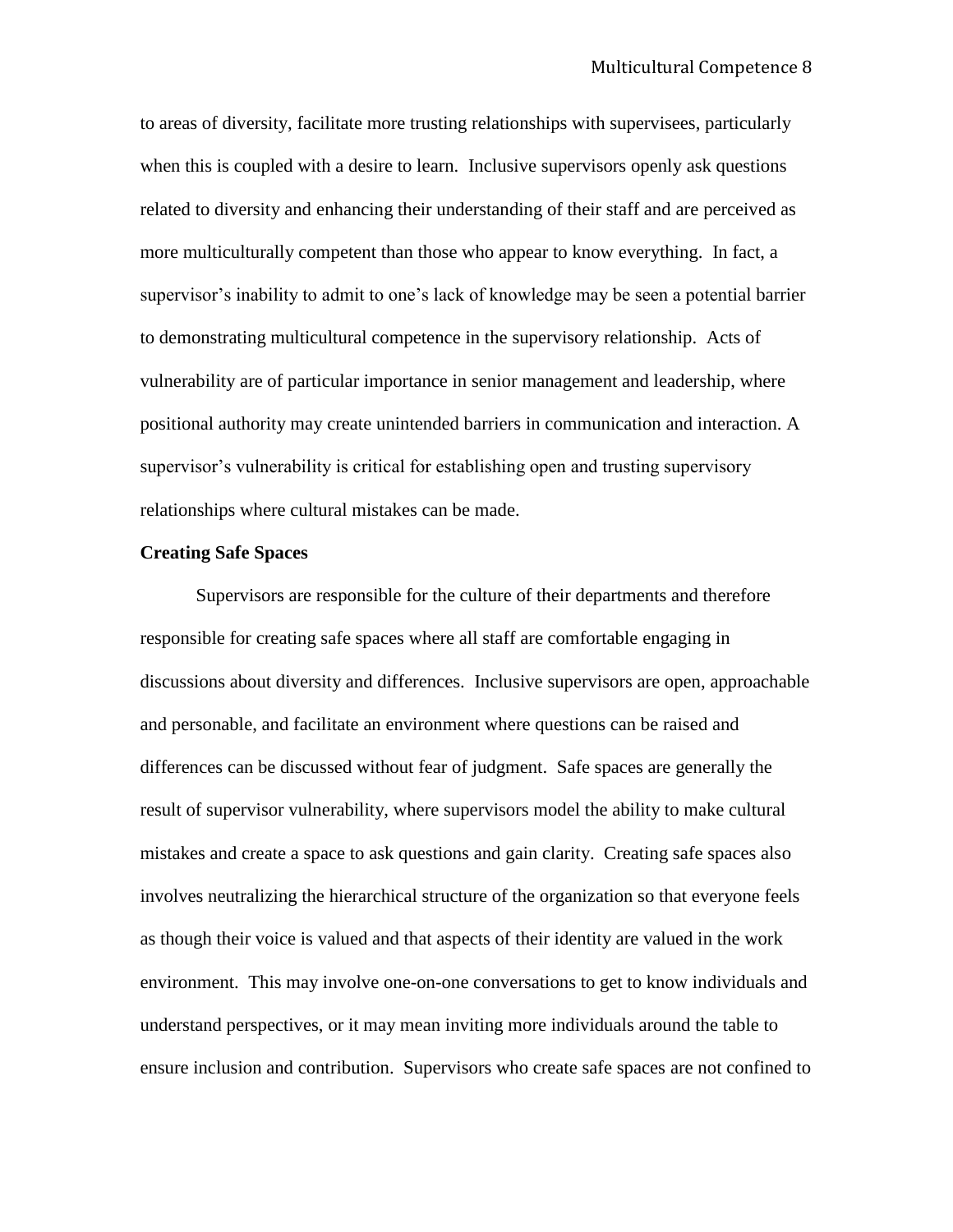to areas of diversity, facilitate more trusting relationships with supervisees, particularly when this is coupled with a desire to learn. Inclusive supervisors openly ask questions related to diversity and enhancing their understanding of their staff and are perceived as more multiculturally competent than those who appear to know everything. In fact, a supervisor's inability to admit to one's lack of knowledge may be seen a potential barrier to demonstrating multicultural competence in the supervisory relationship. Acts of vulnerability are of particular importance in senior management and leadership, where positional authority may create unintended barriers in communication and interaction. A supervisor's vulnerability is critical for establishing open and trusting supervisory relationships where cultural mistakes can be made.

**Creating Safe Spaces**

Supervisors are responsible for the culture of their departments and therefore responsible for creating safe spaces where all staff are comfortable engaging in discussions about diversity and differences. Inclusive supervisors are open, approachable and personable, and facilitate an environment where questions can be raised and differences can be discussed without fear of judgment. Safe spaces are generally the result of supervisor vulnerability, where supervisors model the ability to make cultural mistakes and create a space to ask questions and gain clarity. Creating safe spaces also involves neutralizing the hierarchical structure of the organization so that everyone feels as though their voice is valued and that aspects of their identity are valued in the work environment. This may involve one-on-one conversations to get to know individuals and understand perspectives, or it may mean inviting more individuals around the table to ensure inclusion and contribution. Supervisors who create safe spaces are not confined to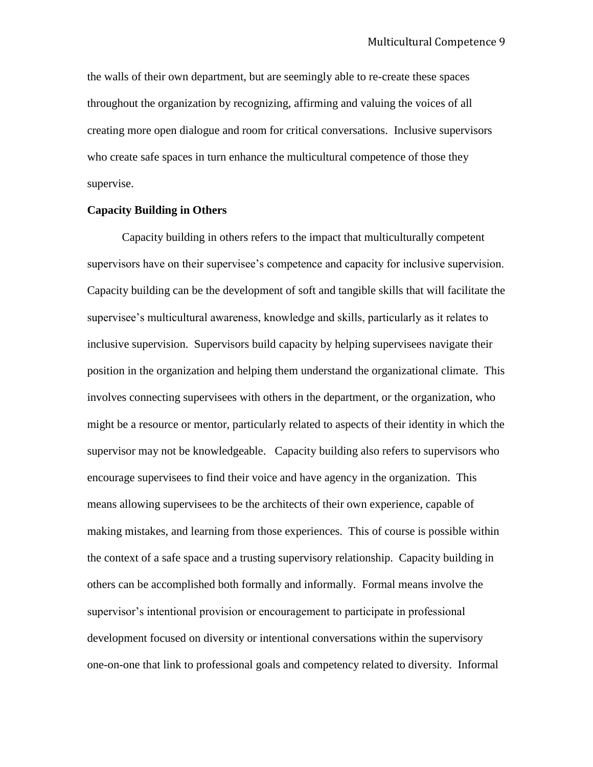the walls of their own department, but are seemingly able to re-create these spaces throughout the organization by recognizing, affirming and valuing the voices of all creating more open dialogue and room for critical conversations. Inclusive supervisors who create safe spaces in turn enhance the multicultural competence of those they supervise.

**Capacity Building in Others**

Capacity building in others refers to the impact that multiculturally competent supervisors have on their supervisee's competence and capacity for inclusive supervision. Capacity building can be the development of soft and tangible skills that will facilitate the supervisee's multicultural awareness, knowledge and skills, particularly as it relates to inclusive supervision. Supervisors build capacity by helping supervisees navigate their position in the organization and helping them understand the organizational climate. This involves connecting supervisees with others in the department, or the organization, who might be a resource or mentor, particularly related to aspects of their identity in which the supervisor may not be knowledgeable. Capacity building also refers to supervisors who encourage supervisees to find their voice and have agency in the organization. This means allowing supervisees to be the architects of their own experience, capable of making mistakes, and learning from those experiences. This of course is possible within the context of a safe space and a trusting supervisory relationship. Capacity building in others can be accomplished both formally and informally. Formal means involve the supervisor's intentional provision or encouragement to participate in professional development focused on diversity or intentional conversations within the supervisory one-on-one that link to professional goals and competency related to diversity. Informal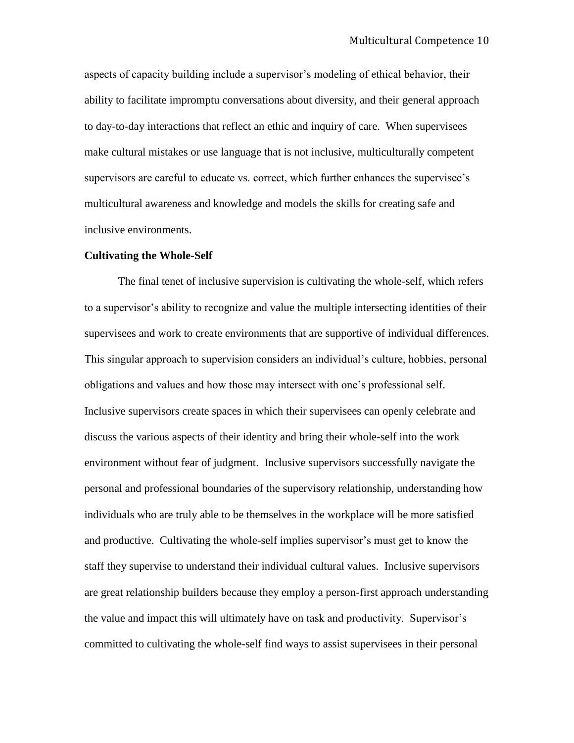aspects of capacity building include a supervisor's modeling of ethical behavior, their ability to facilitate impromptu conversations about diversity, and their general approach to day-to-day interactions that reflect an ethic and inquiry of care. When supervisees make cultural mistakes or use language that is not inclusive, multiculturally competent supervisors are careful to educate vs. correct, which further enhances the supervisee's multicultural awareness and knowledge and models the skills for creating safe and inclusive environments.

**Cultivating the Whole-Self**

The final tenet of inclusive supervision is cultivating the whole-self, which refers to a supervisor's ability to recognize and value the multiple intersecting identities of their supervisees and work to create environments that are supportive of individual differences. This singular approach to supervision considers an individual's culture, hobbies, personal obligations and values and how those may intersect with one's professional self. Inclusive supervisors create spaces in which their supervisees can openly celebrate and discuss the various aspects of their identity and bring their whole-self into the work environment without fear of judgment. Inclusive supervisors successfully navigate the personal and professional boundaries of the supervisory relationship, understanding how individuals who are truly able to be themselves in the workplace will be more satisfied and productive. Cultivating the whole-self implies supervisor's must get to know the staff they supervise to understand their individual cultural values. Inclusive supervisors are great relationship builders because they employ a person-first approach understanding the value and impact this will ultimately have on task and productivity. Supervisor's committed to cultivating the whole-self find ways to assist supervisees in their personal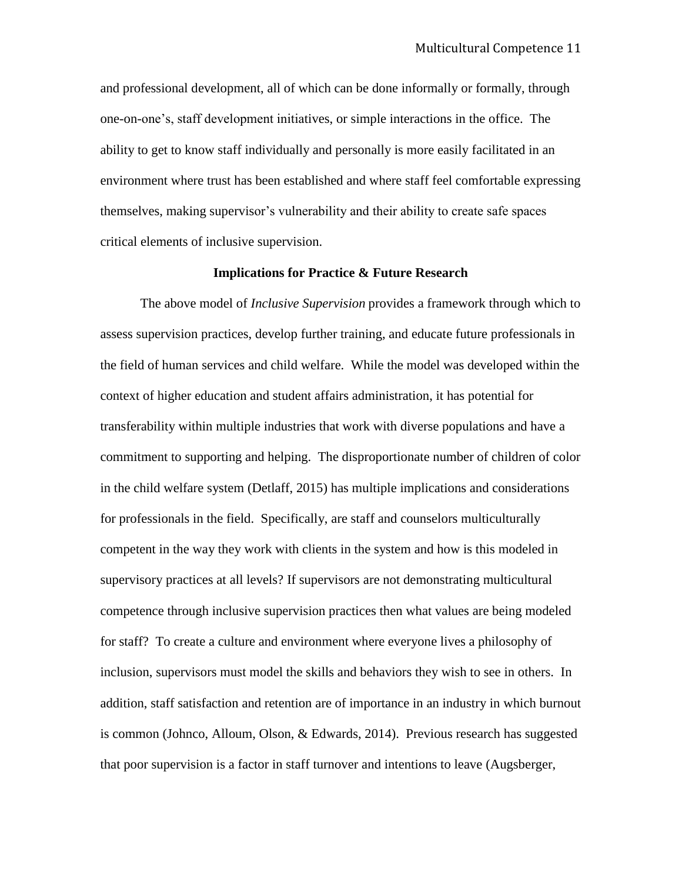and professional development, all of which can be done informally or formally, through one-on-one's, staff development initiatives, or simple interactions in the office. The ability to get to know staff individually and personally is more easily facilitated in an environment where trust has been established and where staff feel comfortable expressing themselves, making supervisor's vulnerability and their ability to create safe spaces critical elements of inclusive supervision.

## Implications for Practice & Future Research

The above model of *Inclusive Supervision* provides a framework through which to assess supervision practices, develop further training, and educate future professionals in the field of human services and child welfare. While the model was developed within the context of higher education and student affairs administration, it has potential for transferability within multiple industries that work with diverse populations and have a commitment to supporting and helping. The disproportionate number of children of color in the child welfare system (Detlaff, 2015) has multiple implications and considerations for professionals in the field. Specifically, are staff and counselors multiculturally competent in the way they work with clients in the system and how is this modeled in supervisory practices at all levels? If supervisors are not demonstrating multicultural competence through inclusive supervision practices then what values are being modeled for staff? To create a culture and environment where everyone lives a philosophy of inclusion, supervisors must model the skills and behaviors they wish to see in others. In addition, staff satisfaction and retention are of importance in an industry in which burnout is common (Johnco, Alloum, Olson, & Edwards, 2014). Previous research has suggested that poor supervision is a factor in staff turnover and intentions to leave (Augsberger,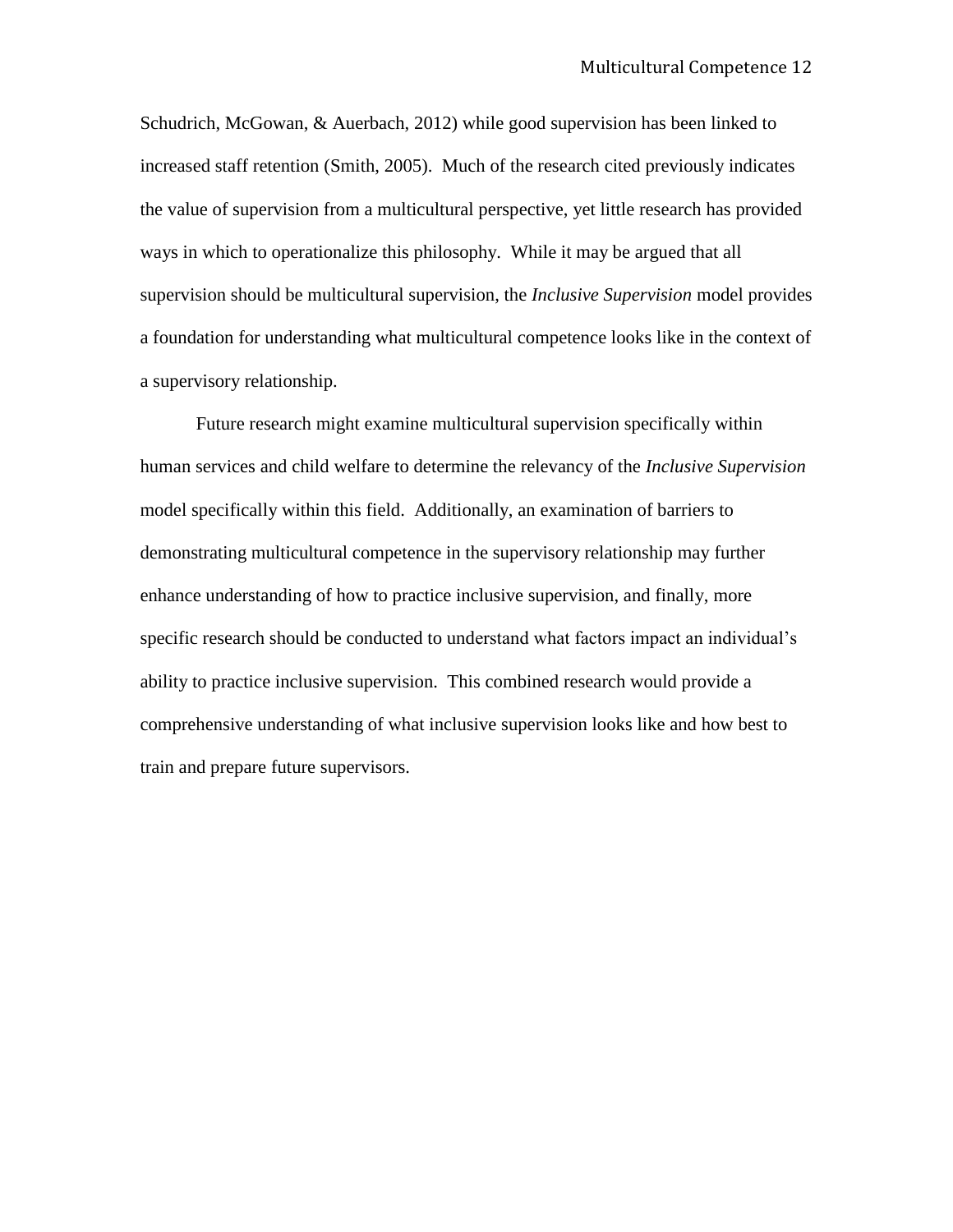Schudrich, McGowan, & Auerbach, 2012) while good supervision has been linked to increased staff retention (Smith, 2005). Much of the research cited previously indicates the value of supervision from a multicultural perspective, yet little research has provided ways in which to operationalize this philosophy. While it may be argued that all supervision should be multicultural supervision, the *Inclusive Supervision* model provides a foundation for understanding what multicultural competence looks like in the context of a supervisory relationship.

Future research might examine multicultural supervision specifically within human services and child welfare to determine the relevancy of the *Inclusive Supervision* model specifically within this field. Additionally, an examination of barriers to demonstrating multicultural competence in the supervisory relationship may further enhance understanding of how to practice inclusive supervision, and finally, more specific research should be conducted to understand what factors impact an individual's ability to practice inclusive supervision. This combined research would provide a comprehensive understanding of what inclusive supervision looks like and how best to train and prepare future supervisors.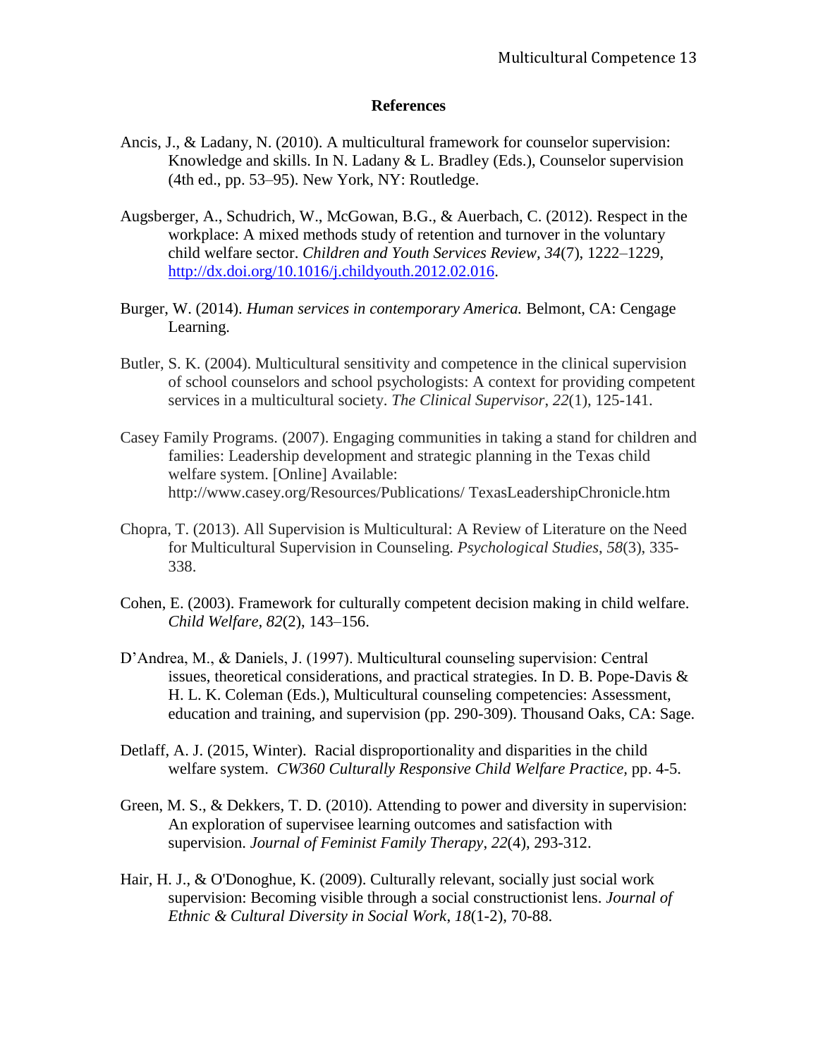# References

Ancis, J., & Ladany, N. (2010). A multicultural framework for counselor supervision: Knowledge and skills. In N. Ladany & L. Bradley (Eds.), Counselor supervision (4th ed., pp. 53–95). New York, NY: Routledge.

Augsberger, A., Schudrich, W., McGowan, B.G., & Auerbach, C. (2012). Respect in the workplace: A mixed methods study of retention and turnover in the voluntary child welfare sector. *Children and Youth Services Review, 34*(7), 1222–1229, http://dx.doi.org/10.1016/j.childyouth.2012.02.016.

Burger, W. (2014). *Human services in contemporary America.* Belmont, CA: Cengage Learning.

Butler, S. K. (2004). Multicultural sensitivity and competence in the clinical supervision of school counselors and school psychologists: A context for providing competent services in a multicultural society. *The Clinical Supervisor*, *22*(1), 125-141.

Casey Family Programs. (2007). Engaging communities in taking a stand for children and families: Leadership development and strategic planning in the Texas child welfare system. [Online] Available: http://www.casey.org/Resources/Publications/ TexasLeadershipChronicle.htm

Chopra, T. (2013). All Supervision is Multicultural: A Review of Literature on the Need for Multicultural Supervision in Counseling. *Psychological Studies*, *58*(3), 335-338.

Cohen, E. (2003). Framework for culturally competent decision making in child welfare. *Child Welfare, 82*(2), 143–156.

D'Andrea, M., & Daniels, J. (1997). Multicultural counseling supervision: Central issues, theoretical considerations, and practical strategies. In D. B. Pope-Davis & H. L. K. Coleman (Eds.), Multicultural counseling competencies: Assessment, education and training, and supervision (pp. 290-309). Thousand Oaks, CA: Sage.

Detlaff, A. J. (2015, Winter). Racial disproportionality and disparities in the child welfare system. *CW360 Culturally Responsive Child Welfare Practice,* pp. 4-5.

Green, M. S., & Dekkers, T. D. (2010). Attending to power and diversity in supervision: An exploration of supervisee learning outcomes and satisfaction with supervision. *Journal of Feminist Family Therapy*, *22*(4), 293-312.

Hair, H. J., & O'Donoghue, K. (2009). Culturally relevant, socially just social work supervision: Becoming visible through a social constructionist lens. *Journal of Ethnic & Cultural Diversity in Social Work*, *18*(1-2), 70-88.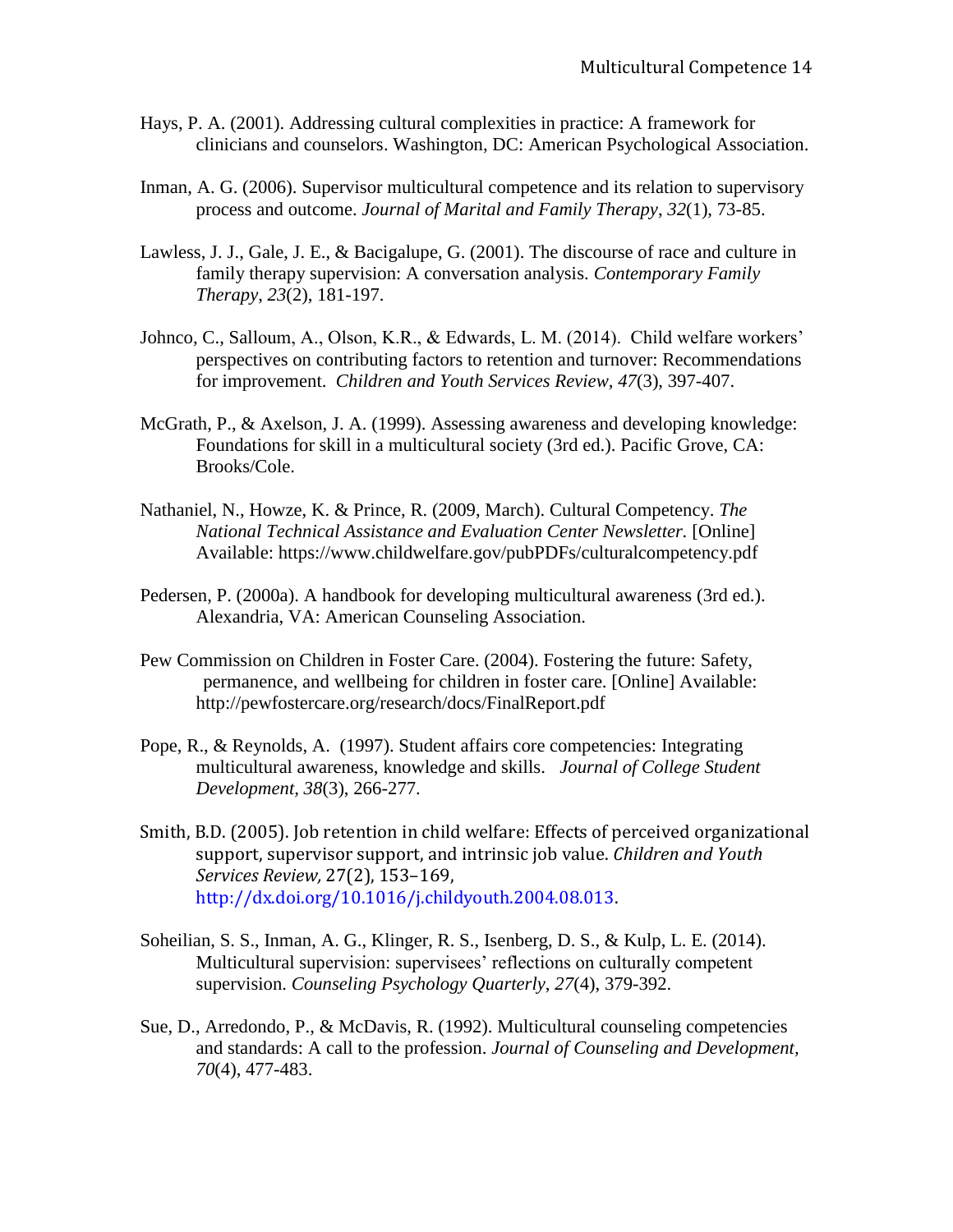Hays, P. A. (2001). Addressing cultural complexities in practice: A framework for clinicians and counselors. Washington, DC: American Psychological Association.

Inman, A. G. (2006). Supervisor multicultural competence and its relation to supervisory process and outcome. *Journal of Marital and Family Therapy*, *32*(1), 73-85.

Lawless, J. J., Gale, J. E., & Bacigalupe, G. (2001). The discourse of race and culture in family therapy supervision: A conversation analysis. *Contemporary Family Therapy*, *23*(2), 181-197.

Johnco, C., Salloum, A., Olson, K.R., & Edwards, L. M. (2014). Child welfare workers' perspectives on contributing factors to retention and turnover: Recommendations for improvement. *Children and Youth Services Review*, *47*(3), 397-407.

McGrath, P., & Axelson, J. A. (1999). Assessing awareness and developing knowledge: Foundations for skill in a multicultural society (3rd ed.). Pacific Grove, CA: Brooks/Cole.

Nathaniel, N., Howze, K. & Prince, R. (2009, March). Cultural Competency. *The National Technical Assistance and Evaluation Center Newsletter.* [Online] Available: https://www.childwelfare.gov/pubPDFs/culturalcompetency.pdf

Pedersen, P. (2000a). A handbook for developing multicultural awareness (3rd ed.). Alexandria, VA: American Counseling Association.

Pew Commission on Children in Foster Care. (2004). Fostering the future: Safety, permanence, and wellbeing for children in foster care. [Online] Available: http://pewfostercare.org/research/docs/FinalReport.pdf

Pope, R., & Reynolds, A. (1997). Student affairs core competencies: Integrating multicultural awareness, knowledge and skills. *Journal of College Student Development*, *38*(3), 266-277.

Smith, B.D. (2005). Job retention in child welfare: Effects of perceived organizational support, supervisor support, and intrinsic job value. *Children and Youth Services Review,* 27(2), 153–169, http://dx.doi.org/10.1016/j.childyouth.2004.08.013.

Soheilian, S. S., Inman, A. G., Klinger, R. S., Isenberg, D. S., & Kulp, L. E. (2014). Multicultural supervision: supervisees' reflections on culturally competent supervision. *Counseling Psychology Quarterly*, *27*(4), 379-392.

Sue, D., Arredondo, P., & McDavis, R. (1992). Multicultural counseling competencies and standards: A call to the profession. *Journal of Counseling and Development*, *70*(4), 477-483.